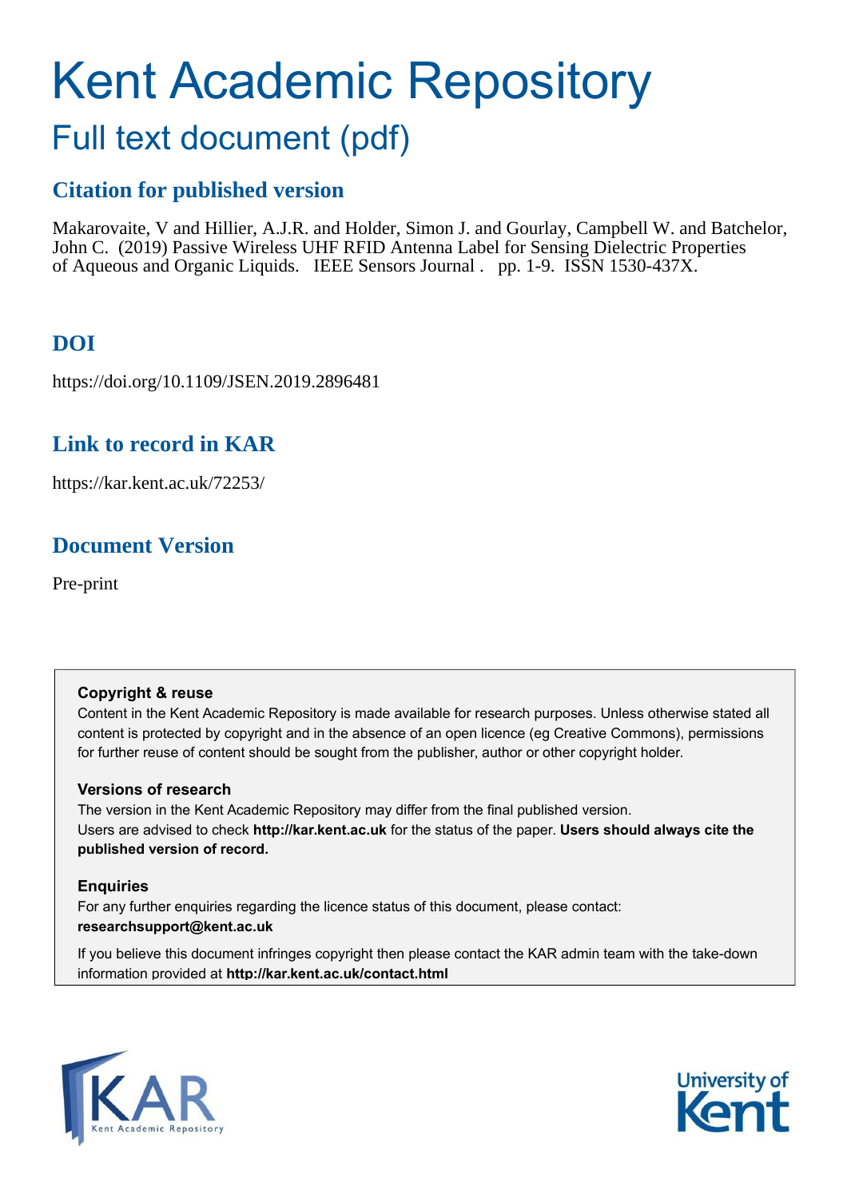# Kent Academic Repository

## Full text document (pdf)

### Citation for published version

Makarovaite, V and Hillier, A.J.R. and Holder, Simon J. and Gourlay, Campbell W. and Batchelor, John C. (2019) Passive Wireless UHF RFID Antenna Label for Sensing Dielectric Properties of Aqueous and Organic Liquids. IEEE Sensors Journal . pp. 1-9. ISSN 1530-437X.

### DOI

https://doi.org/10.1109/JSEN.2019.2896481

### Link to record in KAR

https://kar.kent.ac.uk/72253/

### Document Version

Pre-print

**Copyright & reuse**

Content in the Kent Academic Repository is made available for research purposes. Unless otherwise stated all content is protected by copyright and in the absence of an open licence (eg Creative Commons), permissions for further reuse of content should be sought from the publisher, author or other copyright holder.

**Versions of research**

The version in the Kent Academic Repository may differ from the final published version. Users are advised to check **http://kar.kent.ac.uk** for the status of the paper. **Users should always cite the published version of record.**

**Enquiries**

For any further enquiries regarding the licence status of this document, please contact: **researchsupport@kent.ac.uk**

If you believe this document infringes copyright then please contact the KAR admin team with the take-down information provided at **http://kar.kent.ac.uk/contact.html**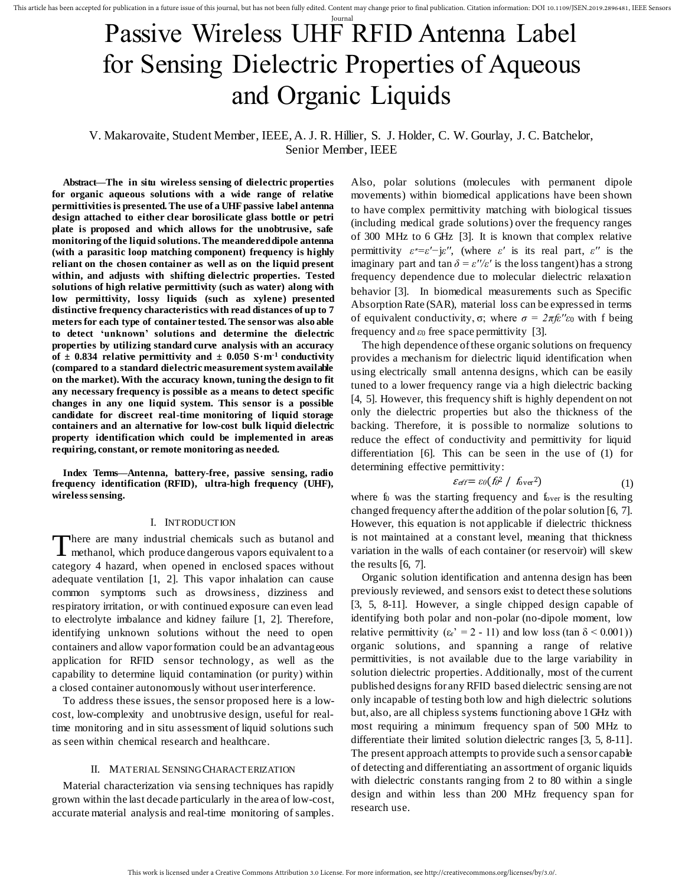# Passive Wireless UHF RFID Antenna Label for Sensing Dielectric Properties of Aqueous and Organic Liquids

V. Makarovaite, Student Member, IEEE, A. J. R. Hillier, S. J. Holder, C. W. Gourlay, J. C. Batchelor, Senior Member, IEEE

***Abstract*—The in situ wireless sensing of dielectric properties for organic aqueous solutions with a wide range of relative permittivities is presented. The use of a UHF passive label antenna design attached to either clear borosilicate glass bottle or petri plate is proposed and which allows for the unobtrusive, safe monitoring of the liquid solutions. The meandered dipole antenna (with a parasitic loop matching component) frequency is highly reliant on the chosen container as well as on the liquid present within, and adjusts with shifting dielectric properties. Tested solutions of high relative permittivity (such as water) along with low permittivity, lossy liquids (such as xylene) presented distinctive frequency characteristics with read distances of up to 7 meters for each type of container tested. The sensor was also able to detect 'unknown' solutions and determine the dielectric properties by utilizing standard curve analysis with an accuracy of ± 0.834 relative permittivity and ± 0.050 S·m$^{-1}$ conductivity (compared to a standard dielectric measurement system available on the market). With the accuracy known, tuning the design to fit any necessary frequency is possible as a means to detect specific changes in any one liquid system. This sensor is a possible candidate for discreet real-time monitoring of liquid storage containers and an alternative for low-cost bulk liquid dielectric property identification which could be implemented in areas requiring, constant, or remote monitoring as needed.**

***Index Terms*—Antenna, battery-free, passive sensing, radio frequency identification (RFID), ultra-high frequency (UHF), wireless sensing.**

## I. Introduction

There are many industrial chemicals such as butanol and methanol, which produce dangerous vapors equivalent to a category 4 hazard, when opened in enclosed spaces without adequate ventilation [1, 2]. This vapor inhalation can cause common symptoms such as drowsiness, dizziness and respiratory irritation, or with continued exposure can even lead to electrolyte imbalance and kidney failure [1, 2]. Therefore, identifying unknown solutions without the need to open containers and allow vapor formation could be an advantageous application for RFID sensor technology, as well as the capability to determine liquid contamination (or purity) within a closed container autonomously without user interference.

To address these issues, the sensor proposed here is a low-cost, low-complexity and unobtrusive design, useful for real-time monitoring and in situ assessment of liquid solutions such as seen within chemical research and healthcare.

## II. Material Sensing Characterization

Material characterization via sensing techniques has rapidly grown within the last decade particularly in the area of low-cost, accurate material analysis and real-time monitoring of samples. Also, polar solutions (molecules with permanent dipole movements) within biomedical applications have been shown to have complex permittivity matching with biological tissues (including medical grade solutions) over the frequency ranges of 300 MHz to 6 GHz [3]. It is known that complex relative permittivity $\varepsilon^{*}=\varepsilon'-j\varepsilon''$, (where $\varepsilon'$ is its real part, $\varepsilon''$ is the imaginary part and $\tan\delta = \varepsilon''/\varepsilon'$ is the loss tangent) has a strong frequency dependence due to molecular dielectric relaxation behavior [3]. In biomedical measurements such as Specific Absorption Rate (SAR), material loss can be expressed in terms of equivalent conductivity, σ; where $\sigma = 2\pi f\varepsilon''\varepsilon_0$ with f being frequency and $\varepsilon_0$ free space permittivity [3].

The high dependence of these organic solutions on frequency provides a mechanism for dielectric liquid identification when using electrically small antenna designs, which can be easily tuned to a lower frequency range via a high dielectric backing [4, 5]. However, this frequency shift is highly dependent on not only the dielectric properties but also the thickness of the backing. Therefore, it is possible to normalize solutions to reduce the effect of conductivity and permittivity for liquid differentiation [6]. This can be seen in the use of (1) for determining effective permittivity:

$$\varepsilon_{eff} = \varepsilon_0(f_0^2 \;/\; f_{over}^2) \tag{1}$$

where $f_0$ was the starting frequency and $f_{over}$ is the resulting changed frequency after the addition of the polar solution [6, 7]. However, this equation is not applicable if dielectric thickness is not maintained at a constant level, meaning that thickness variation in the walls of each container (or reservoir) will skew the results [6, 7].

Organic solution identification and antenna design has been previously reviewed, and sensors exist to detect these solutions [3, 5, 8-11]. However, a single chipped design capable of identifying both polar and non-polar (no-dipole moment, low relative permittivity ($\varepsilon_r' = 2$ - 11) and low loss ($\tan\delta < 0.001$)) organic solutions, and spanning a range of relative permittivities, is not available due to the large variability in solution dielectric properties. Additionally, most of the current published designs for any RFID based dielectric sensing are not only incapable of testing both low and high dielectric solutions but, also, are all chipless systems functioning above 1 GHz with most requiring a minimum frequency span of 500 MHz to differentiate their limited solution dielectric ranges [3, 5, 8-11]. The present approach attempts to provide such a sensor capable of detecting and differentiating an assortment of organic liquids with dielectric constants ranging from 2 to 80 within a single design and within less than 200 MHz frequency span for research use.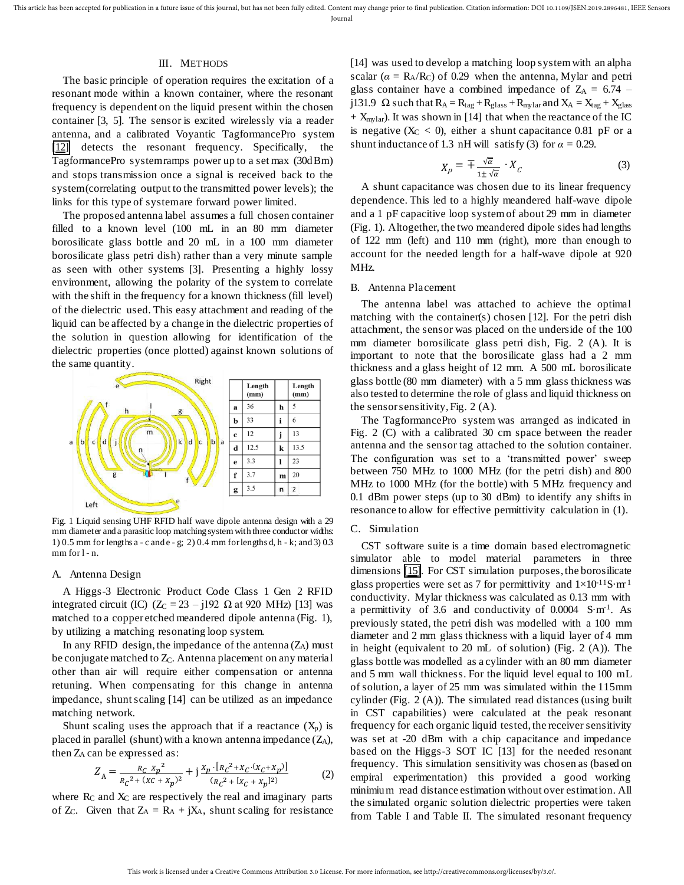## III. METHODS

The basic principle of operation requires the excitation of a resonant mode within a known container, where the resonant frequency is dependent on the liquid present within the chosen container [3, 5]. The sensor is excited wirelessly via a reader antenna, and a calibrated Voyantic TagformancePro system [12] detects the resonant frequency. Specifically, the TagformancePro system ramps power up to a set max (30dBm) and stops transmission once a signal is received back to the system (correlating output to the transmitted power levels); the links for this type of system are forward power limited.

The proposed antenna label assumes a full chosen container filled to a known level (100 mL in an 80 mm diameter borosilicate glass bottle and 20 mL in a 100 mm diameter borosilicate glass petri dish) rather than a very minute sample as seen with other systems [3]. Presenting a highly lossy environment, allowing the polarity of the system to correlate with the shift in the frequency for a known thickness (fill level) of the dielectric used. This easy attachment and reading of the liquid can be affected by a change in the dielectric properties of the solution in question allowing for identification of the dielectric properties (once plotted) against known solutions of the same quantity.

| | Length (mm) | | Length (mm) |
|---|---|---|---|
| a | 36 | h | 5 |
| b | 33 | i | 6 |
| c | 12 | j | 13 |
| d | 12.5 | k | 13.5 |
| e | 3.3 | l | 23 |
| f | 3.7 | m | 20 |
| g | 3.5 | n | 2 |

Fig. 1 Liquid sensing UHF RFID half wave dipole antenna design with a 29 mm diameter and a parasitic loop matching system with three conductor widths: 1) 0.5 mm for lengths a - c and e - g; 2) 0.4 mm for lengths d, h - k; and 3) 0.3 mm for l - n.

### A. Antenna Design

A Higgs-3 Electronic Product Code Class 1 Gen 2 RFID integrated circuit (IC) ($Z_C = 23 - j192\ \Omega$ at 920 MHz) [13] was matched to a copper etched meandered dipole antenna (Fig. 1), by utilizing a matching resonating loop system.

In any RFID design, the impedance of the antenna ($Z_A$) must be conjugate matched to $Z_C$. Antenna placement on any material other than air will require either compensation or antenna retuning. When compensating for this change in antenna impedance, shunt scaling [14] can be utilized as an impedance matching network.

Shunt scaling uses the approach that if a reactance ($X_p$) is placed in parallel (shunt) with a known antenna impedance ($Z_A$), then $Z_A$ can be expressed as:

$$Z_A = \frac{R_C\, X_p{}^2}{R_C{}^2 + (X_C + X_p)^2} + j\,\frac{X_p \cdot [R_C{}^2 + X_C \cdot (X_C + X_p)]}{(R_C{}^2 + [X_C + X_p]^2)} \qquad (2)$$

where $R_C$ and $X_C$ are respectively the real and imaginary parts of $Z_C$. Given that $Z_A = R_A + jX_A$, shunt scaling for resistance [14] was used to develop a matching loop system with an alpha scalar ($\alpha = R_A/R_C$) of 0.29 when the antenna, Mylar and petri glass container have a combined impedance of $Z_A = 6.74 - j131.9\ \Omega$ such that $R_A = R_{tag} + R_{glass} + R_{mylar}$ and $X_A = X_{tag} + X_{glass} + X_{mylar}$). It was shown in [14] that when the reactance of the IC is negative ($X_C < 0$), either a shunt capacitance 0.81 pF or a shunt inductance of 1.3 nH will satisfy (3) for $\alpha = 0.29$.

$$X_p = \mp \frac{\sqrt{\alpha}}{1 \pm \sqrt{\alpha}} \cdot X_C \qquad (3)$$

A shunt capacitance was chosen due to its linear frequency dependence. This led to a highly meandered half-wave dipole and a 1 pF capacitive loop system of about 29 mm in diameter (Fig. 1). Altogether, the two meandered dipole sides had lengths of 122 mm (left) and 110 mm (right), more than enough to account for the needed length for a half-wave dipole at 920 MHz.

### B. Antenna Placement

The antenna label was attached to achieve the optimal matching with the container(s) chosen [12]. For the petri dish attachment, the sensor was placed on the underside of the 100 mm diameter borosilicate glass petri dish, Fig. 2 (A). It is important to note that the borosilicate glass had a 2 mm thickness and a glass height of 12 mm. A 500 mL borosilicate glass bottle (80 mm diameter) with a 5 mm glass thickness was also tested to determine the role of glass and liquid thickness on the sensor sensitivity, Fig. 2 (A).

The TagformancePro system was arranged as indicated in Fig. 2 (C) with a calibrated 30 cm space between the reader antenna and the sensor tag attached to the solution container. The configuration was set to a 'transmitted power' sweep between 750 MHz to 1000 MHz (for the petri dish) and 800 MHz to 1000 MHz (for the bottle) with 5 MHz frequency and 0.1 dBm power steps (up to 30 dBm) to identify any shifts in resonance to allow for effective permittivity calculation in (1).

### C. Simulation

CST software suite is a time domain based electromagnetic simulator able to model material parameters in three dimensions [15]. For CST simulation purposes, the borosilicate glass properties were set as 7 for permittivity and $1\times10^{-11}\,\mathrm{S\cdot m^{-1}}$ conductivity. Mylar thickness was calculated as 0.13 mm with a permittivity of 3.6 and conductivity of 0.0004 $\mathrm{S\cdot m^{-1}}$. As previously stated, the petri dish was modelled with a 100 mm diameter and 2 mm glass thickness with a liquid layer of 4 mm in height (equivalent to 20 mL of solution) (Fig. 2 (A)). The glass bottle was modelled as a cylinder with an 80 mm diameter and 5 mm wall thickness. For the liquid level equal to 100 mL of solution, a layer of 25 mm was simulated within the 115mm cylinder (Fig. 2 (A)). The simulated read distances (using built in CST capabilities) were calculated at the peak resonant frequency for each organic liquid tested, the receiver sensitivity was set at -20 dBm with a chip capacitance and impedance based on the Higgs-3 SOT IC [13] for the needed resonant frequency. This simulation sensitivity was chosen as (based on empiral experimentation) this provided a good working minimium read distance estimation without over estimation. All the simulated organic solution dielectric properties were taken from Table I and Table II. The simulated resonant frequency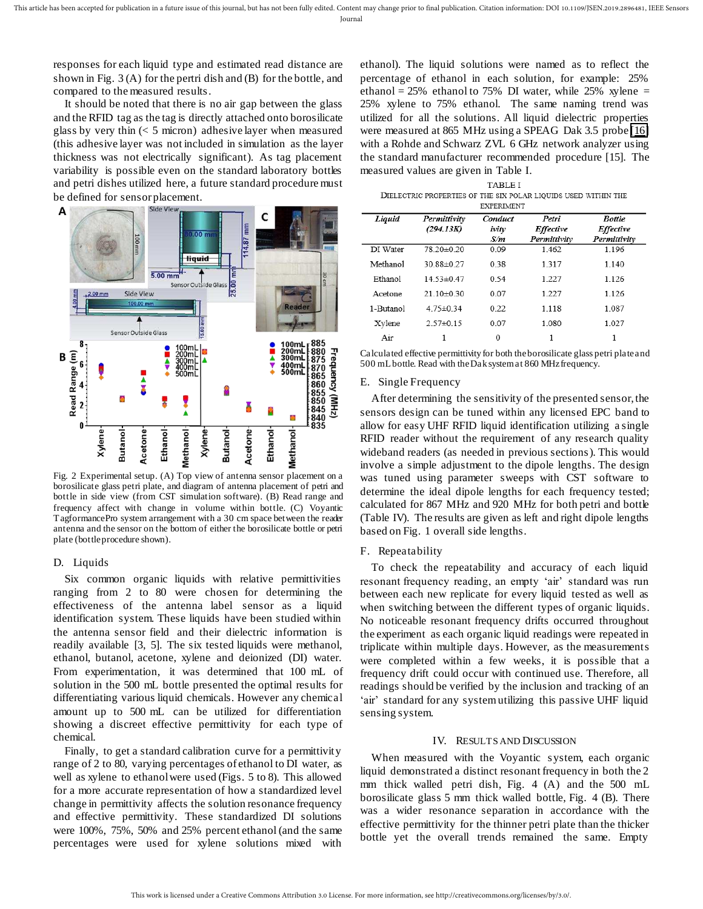responses for each liquid type and estimated read distance are shown in Fig. 3 (A) for the pertri dish and (B) for the bottle, and compared to the measured results.

It should be noted that there is no air gap between the glass and the RFID tag as the tag is directly attached onto borosilicate glass by very thin (< 5 micron) adhesive layer when measured (this adhesive layer was not included in simulation as the layer thickness was not electrically significant). As tag placement variability is possible even on the standard laboratory bottles and petri dishes utilized here, a future standard procedure must be defined for sensor placement.

Fig. 2 Experimental setup. (A) Top view of antenna sensor placement on a borosilicate glass petri plate, and diagram of antenna placement of petri and bottle in side view (from CST simulation software). (B) Read range and frequency affect with change in volume within bottle. (C) Voyantic TagformancePro system arrangement with a 30 cm space between the reader antenna and the sensor on the bottom of either the borosilicate bottle or petri plate (bottle procedure shown).

### D. Liquids

Six common organic liquids with relative permittivities ranging from 2 to 80 were chosen for determining the effectiveness of the antenna label sensor as a liquid identification system. These liquids have been studied within the antenna sensor field and their dielectric information is readily available [3, 5]. The six tested liquids were methanol, ethanol, butanol, acetone, xylene and deionized (DI) water. From experimentation, it was determined that 100 mL of solution in the 500 mL bottle presented the optimal results for differentiating various liquid chemicals. However any chemical amount up to 500 mL can be utilized for differentiation showing a discreet effective permittivity for each type of chemical.

Finally, to get a standard calibration curve for a permittivity range of 2 to 80, varying percentages of ethanol to DI water, as well as xylene to ethanol were used (Figs. 5 to 8). This allowed for a more accurate representation of how a standardized level change in permittivity affects the solution resonance frequency and effective permittivity. These standardized DI solutions were 100%, 75%, 50% and 25% percent ethanol (and the same percentages were used for xylene solutions mixed with ethanol). The liquid solutions were named as to reflect the percentage of ethanol in each solution, for example: 25% ethanol = 25% ethanol to 75% DI water, while 25% xylene = 25% xylene to 75% ethanol. The same naming trend was utilized for all the solutions. All liquid dielectric properties were measured at 865 MHz using a SPEAG Dak 3.5 probe [16] with a Rohde and Schwarz ZVL 6 GHz network analyzer using the standard manufacturer recommended procedure [15]. The measured values are given in Table I.

TABLE I
DIELECTRIC PROPERTIES OF THE SIX POLAR LIQUIDS USED WITHIN THE EXPERIMENT

| *Liquid* | *Permittivity (294.13K)* | *Conductivity S/m* | *Petri Effective Permittivity* | *Bottle Effective Permittivity* |
|---|---|---|---|---|
| DI Water | 78.20±0.20 | 0.09 | 1.462 | 1.196 |
| Methanol | 30.88±0.27 | 0.38 | 1.317 | 1.140 |
| Ethanol | 14.53±0.47 | 0.54 | 1.227 | 1.126 |
| Acetone | 21.10±0.30 | 0.07 | 1.227 | 1.126 |
| 1-Butanol | 4.75±0.34 | 0.22 | 1.118 | 1.087 |
| Xylene | 2.57±0.15 | 0.07 | 1.080 | 1.027 |
| Air | 1 | 0 | 1 | 1 |

Calculated effective permittivity for both the borosilicate glass petri plate and 500 mL bottle. Read with the Dak system at 860 MHz frequency.

### E. Single Frequency

After determining the sensitivity of the presented sensor, the sensors design can be tuned within any licensed EPC band to allow for easy UHF RFID liquid identification utilizing a single RFID reader without the requirement of any research quality wideband readers (as needed in previous sections). This would involve a simple adjustment to the dipole lengths. The design was tuned using parameter sweeps with CST software to determine the ideal dipole lengths for each frequency tested; calculated for 867 MHz and 920 MHz for both petri and bottle (Table IV). The results are given as left and right dipole lengths based on Fig. 1 overall side lengths.

### F. Repeatability

To check the repeatability and accuracy of each liquid resonant frequency reading, an empty 'air' standard was run between each new replicate for every liquid tested as well as when switching between the different types of organic liquids. No noticeable resonant frequency drifts occurred throughout the experiment as each organic liquid readings were repeated in triplicate within multiple days. However, as the measurements were completed within a few weeks, it is possible that a frequency drift could occur with continued use. Therefore, all readings should be verified by the inclusion and tracking of an 'air' standard for any system utilizing this passive UHF liquid sensing system.

## IV. RESULTS AND DISCUSSION

When measured with the Voyantic system, each organic liquid demonstrated a distinct resonant frequency in both the 2 mm thick walled petri dish, Fig. 4 (A) and the 500 mL borosilicate glass 5 mm thick walled bottle, Fig. 4 (B). There was a wider resonance separation in accordance with the effective permittivity for the thinner petri plate than the thicker bottle yet the overall trends remained the same. Empty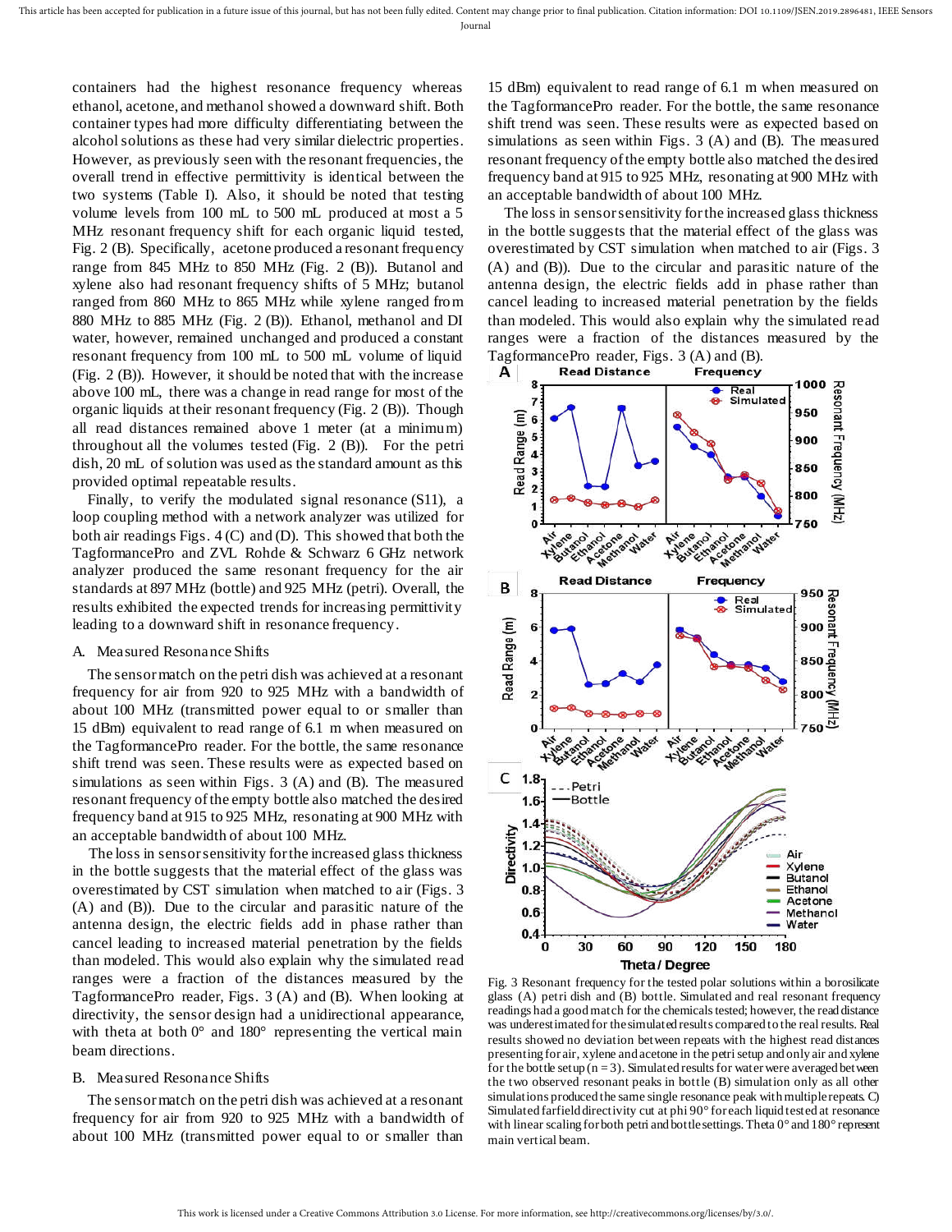containers had the highest resonance frequency whereas ethanol, acetone, and methanol showed a downward shift. Both container types had more difficulty differentiating between the alcohol solutions as these had very similar dielectric properties. However, as previously seen with the resonant frequencies, the overall trend in effective permittivity is identical between the two systems (Table I). Also, it should be noted that testing volume levels from 100 mL to 500 mL produced at most a 5 MHz resonant frequency shift for each organic liquid tested, Fig. 2 (B). Specifically, acetone produced a resonant frequency range from 845 MHz to 850 MHz (Fig. 2 (B)). Butanol and xylene also had resonant frequency shifts of 5 MHz; butanol ranged from 860 MHz to 865 MHz while xylene ranged from 880 MHz to 885 MHz (Fig. 2 (B)). Ethanol, methanol and DI water, however, remained unchanged and produced a constant resonant frequency from 100 mL to 500 mL volume of liquid (Fig. 2 (B)). However, it should be noted that with the increase above 100 mL, there was a change in read range for most of the organic liquids at their resonant frequency (Fig. 2 (B)). Though all read distances remained above 1 meter (at a minimum) throughout all the volumes tested (Fig. 2 (B)). For the petri dish, 20 mL of solution was used as the standard amount as this provided optimal repeatable results.

Finally, to verify the modulated signal resonance (S11), a loop coupling method with a network analyzer was utilized for both air readings Figs. 4 (C) and (D). This showed that both the TagformancePro and ZVL Rohde & Schwarz 6 GHz network analyzer produced the same resonant frequency for the air standards at 897 MHz (bottle) and 925 MHz (petri). Overall, the results exhibited the expected trends for increasing permittivity leading to a downward shift in resonance frequency.

## A. Measured Resonance Shifts

The sensor match on the petri dish was achieved at a resonant frequency for air from 920 to 925 MHz with a bandwidth of about 100 MHz (transmitted power equal to or smaller than 15 dBm) equivalent to read range of 6.1 m when measured on the TagformancePro reader. For the bottle, the same resonance shift trend was seen. These results were as expected based on simulations as seen within Figs. 3 (A) and (B). The measured resonant frequency of the empty bottle also matched the desired frequency band at 915 to 925 MHz, resonating at 900 MHz with an acceptable bandwidth of about 100 MHz.

The loss in sensor sensitivity for the increased glass thickness in the bottle suggests that the material effect of the glass was overestimated by CST simulation when matched to air (Figs. 3 (A) and (B)). Due to the circular and parasitic nature of the antenna design, the electric fields add in phase rather than cancel leading to increased material penetration by the fields than modeled. This would also explain why the simulated read ranges were a fraction of the distances measured by the TagformancePro reader, Figs. 3 (A) and (B). When looking at directivity, the sensor design had a unidirectional appearance, with theta at both 0° and 180° representing the vertical main beam directions.

## B. Measured Resonance Shifts

The sensor match on the petri dish was achieved at a resonant frequency for air from 920 to 925 MHz with a bandwidth of about 100 MHz (transmitted power equal to or smaller than 15 dBm) equivalent to read range of 6.1 m when measured on the TagformancePro reader. For the bottle, the same resonance shift trend was seen. These results were as expected based on simulations as seen within Figs. 3 (A) and (B). The measured resonant frequency of the empty bottle also matched the desired frequency band at 915 to 925 MHz, resonating at 900 MHz with an acceptable bandwidth of about 100 MHz.

The loss in sensor sensitivity for the increased glass thickness in the bottle suggests that the material effect of the glass was overestimated by CST simulation when matched to air (Figs. 3 (A) and (B)). Due to the circular and parasitic nature of the antenna design, the electric fields add in phase rather than cancel leading to increased material penetration by the fields than modeled. This would also explain why the simulated read ranges were a fraction of the distances measured by the TagformancePro reader, Figs. 3 (A) and (B).

Fig. 3 Resonant frequency for the tested polar solutions within a borosilicate glass (A) petri dish and (B) bottle. Simulated and real resonant frequency readings had a good match for the chemicals tested; however, the read distance was underestimated for the simulated results compared to the real results. Real results showed no deviation between repeats with the highest read distances presenting for air, xylene and acetone in the petri setup and only air and xylene for the bottle setup (n = 3). Simulated results for water were averaged between the two observed resonant peaks in bottle (B) simulation only as all other simulations produced the same single resonance peak with multiple repeats. C) Simulated farfield directivity cut at phi 90° for each liquid tested at resonance with linear scaling for both petri and bottle settings. Theta 0° and 180° represent main vertical beam.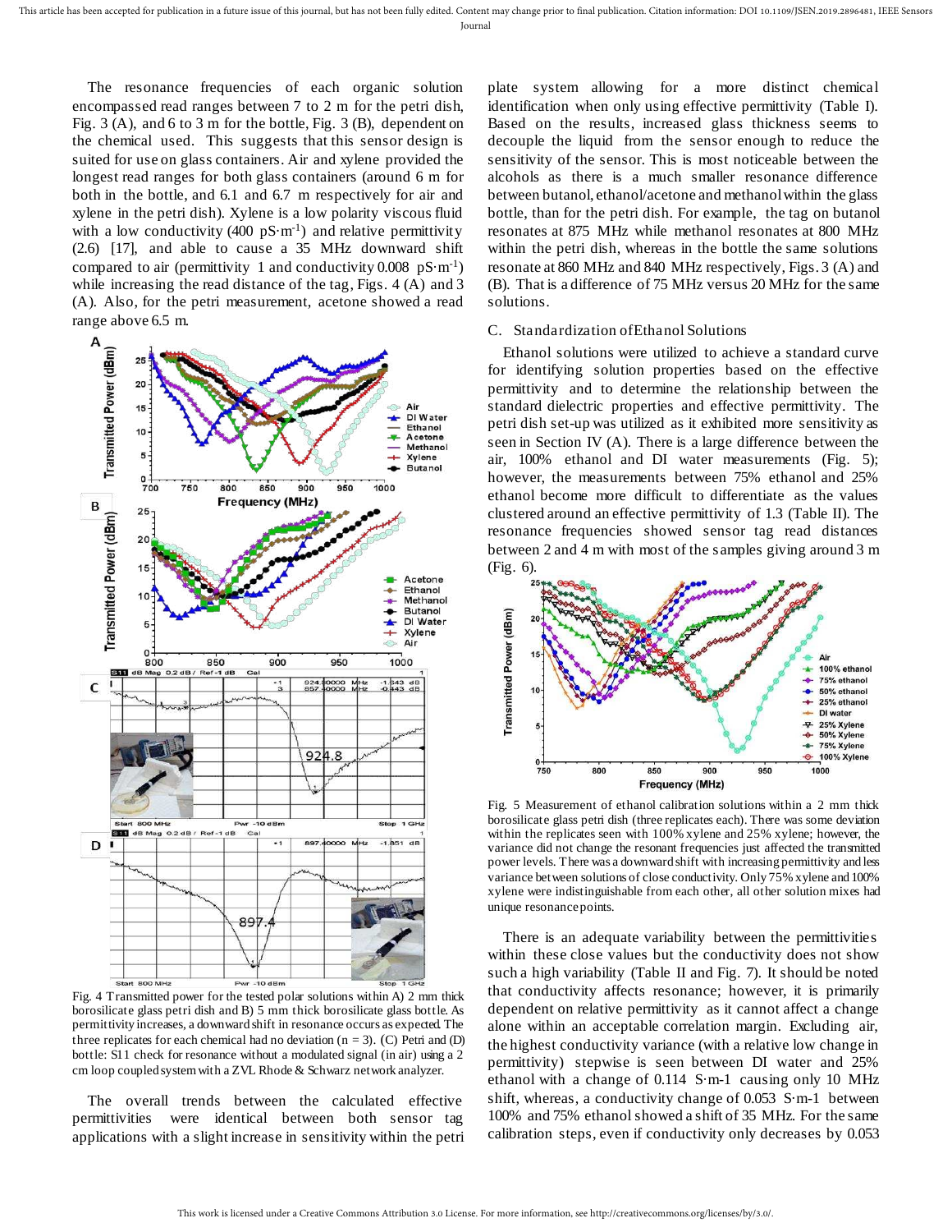The resonance frequencies of each organic solution encompassed read ranges between 7 to 2 m for the petri dish, Fig. 3 (A), and 6 to 3 m for the bottle, Fig. 3 (B), dependent on the chemical used. This suggests that this sensor design is suited for use on glass containers. Air and xylene provided the longest read ranges for both glass containers (around 6 m for both in the bottle, and 6.1 and 6.7 m respectively for air and xylene in the petri dish). Xylene is a low polarity viscous fluid with a low conductivity (400 $pS \cdot m^{-1}$) and relative permittivity (2.6) [17], and able to cause a 35 MHz downward shift compared to air (permittivity 1 and conductivity 0.008 $pS \cdot m^{-1}$) while increasing the read distance of the tag, Figs. 4 (A) and 3 (A). Also, for the petri measurement, acetone showed a read range above 6.5 m.

Fig. 4 Transmitted power for the tested polar solutions within A) 2 mm thick borosilicate glass petri dish and B) 5 mm thick borosilicate glass bottle. As permittivity increases, a downward shift in resonance occurs as expected. The three replicates for each chemical had no deviation (n = 3). (C) Petri and (D) bottle: S11 check for resonance without a modulated signal (in air) using a 2 cm loop coupled system with a ZVL Rhode & Schwarz network analyzer.

The overall trends between the calculated effective permittivities were identical between both sensor tag applications with a slight increase in sensitivity within the petri plate system allowing for a more distinct chemical identification when only using effective permittivity (Table I). Based on the results, increased glass thickness seems to decouple the liquid from the sensor enough to reduce the sensitivity of the sensor. This is most noticeable between the alcohols as there is a much smaller resonance difference between butanol, ethanol/acetone and methanol within the glass bottle, than for the petri dish. For example, the tag on butanol resonates at 875 MHz while methanol resonates at 800 MHz within the petri dish, whereas in the bottle the same solutions resonate at 860 MHz and 840 MHz respectively, Figs. 3 (A) and (B). That is a difference of 75 MHz versus 20 MHz for the same solutions.

### C. Standardization of Ethanol Solutions

Ethanol solutions were utilized to achieve a standard curve for identifying solution properties based on the effective permittivity and to determine the relationship between the standard dielectric properties and effective permittivity. The petri dish set-up was utilized as it exhibited more sensitivity as seen in Section IV (A). There is a large difference between the air, 100% ethanol and DI water measurements (Fig. 5); however, the measurements between 75% ethanol and 25% ethanol become more difficult to differentiate as the values clustered around an effective permittivity of 1.3 (Table II). The resonance frequencies showed sensor tag read distances between 2 and 4 m with most of the samples giving around 3 m (Fig. 6).

Fig. 5 Measurement of ethanol calibration solutions within a 2 mm thick borosilicate glass petri dish (three replicates each). There was some deviation within the replicates seen with 100% xylene and 25% xylene; however, the variance did not change the resonant frequencies just affected the transmitted power levels. There was a downward shift with increasing permittivity and less variance between solutions of close conductivity. Only 75% xylene and 100% xylene were indistinguishable from each other, all other solution mixes had unique resonance points.

There is an adequate variability between the permittivities within these close values but the conductivity does not show such a high variability (Table II and Fig. 7). It should be noted that conductivity affects resonance; however, it is primarily dependent on relative permittivity as it cannot affect a change alone within an acceptable correlation margin. Excluding air, the highest conductivity variance (with a relative low change in permittivity) stepwise is seen between DI water and 25% ethanol with a change of 0.114 $S \cdot m^{-1}$ causing only 10 MHz shift, whereas, a conductivity change of 0.053 $S \cdot m^{-1}$ between 100% and 75% ethanol showed a shift of 35 MHz. For the same calibration steps, even if conductivity only decreases by 0.053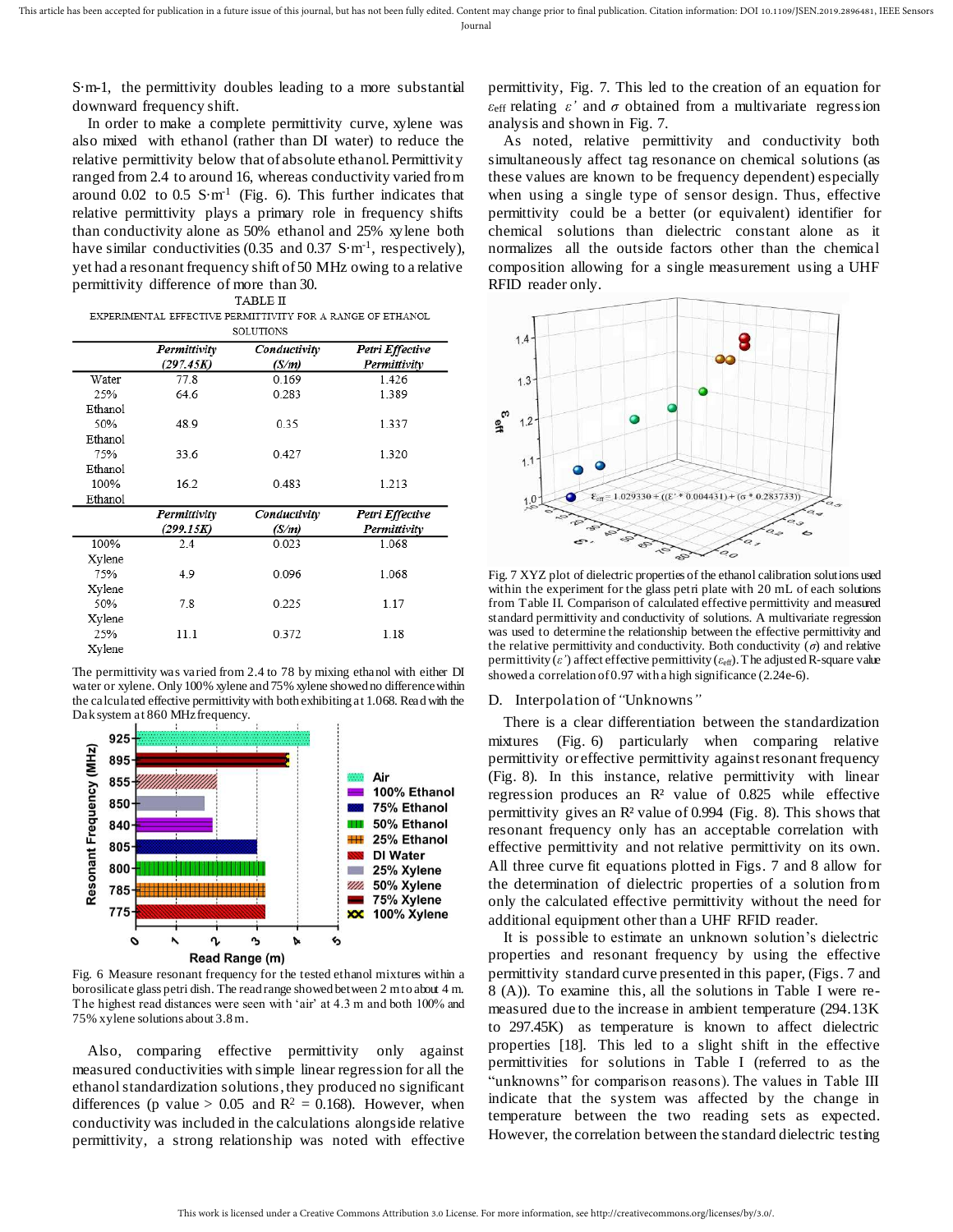S·m-1, the permittivity doubles leading to a more substantial downward frequency shift.

In order to make a complete permittivity curve, xylene was also mixed with ethanol (rather than DI water) to reduce the relative permittivity below that of absolute ethanol. Permittivity ranged from 2.4 to around 16, whereas conductivity varied from around 0.02 to 0.5 S·m$^{-1}$ (Fig. 6). This further indicates that relative permittivity plays a primary role in frequency shifts than conductivity alone as 50% ethanol and 25% xylene both have similar conductivities (0.35 and 0.37 S·m$^{-1}$, respectively), yet had a resonant frequency shift of 50 MHz owing to a relative permittivity difference of more than 30.

TABLE II
EXPERIMENTAL EFFECTIVE PERMITTIVITY FOR A RANGE OF ETHANOL SOLUTIONS

| | *Permittivity (297.45K)* | *Conductivity (S/m)* | *Petri Effective Permittivity* |
|---|---|---|---|
| Water | 77.8 | 0.169 | 1.426 |
| 25% Ethanol | 64.6 | 0.283 | 1.389 |
| 50% Ethanol | 48.9 | 0.35 | 1.337 |
| 75% Ethanol | 33.6 | 0.427 | 1.320 |
| 100% Ethanol | 16.2 | 0.483 | 1.213 |
| | *Permittivity (299.15K)* | *Conductivity (S/m)* | *Petri Effective Permittivity* |
| 100% Xylene | 2.4 | 0.023 | 1.068 |
| 75% Xylene | 4.9 | 0.096 | 1.068 |
| 50% Xylene | 7.8 | 0.225 | 1.17 |
| 25% Xylene | 11.1 | 0.372 | 1.18 |

The permittivity was varied from 2.4 to 78 by mixing ethanol with either DI water or xylene. Only 100% xylene and 75% xylene showed no difference within the calculated effective permittivity with both exhibiting at 1.068. Read with the Dak system at 860 MHz frequency.

Fig. 6 Measure resonant frequency for the tested ethanol mixtures within a borosilicate glass petri dish. The read range showed between 2 m to about 4 m. The highest read distances were seen with 'air' at 4.3 m and both 100% and 75% xylene solutions about 3.8 m.

Also, comparing effective permittivity only against measured conductivities with simple linear regression for all the ethanol standardization solutions, they produced no significant differences (p value > 0.05 and $R^2$ = 0.168). However, when conductivity was included in the calculations alongside relative permittivity, a strong relationship was noted with effective permittivity, Fig. 7. This led to the creation of an equation for $\varepsilon_{eff}$ relating $\varepsilon'$ and $\sigma$ obtained from a multivariate regression analysis and shown in Fig. 7.

As noted, relative permittivity and conductivity both simultaneously affect tag resonance on chemical solutions (as these values are known to be frequency dependent) especially when using a single type of sensor design. Thus, effective permittivity could be a better (or equivalent) identifier for chemical solutions than dielectric constant alone as it normalizes all the outside factors other than the chemical composition allowing for a single measurement using a UHF RFID reader only.

Fig. 7 XYZ plot of dielectric properties of the ethanol calibration solutions used within the experiment for the glass petri plate with 20 mL of each solutions from Table II. Comparison of calculated effective permittivity and measured standard permittivity and conductivity of solutions. A multivariate regression was used to determine the relationship between the effective permittivity and the relative permittivity and conductivity. Both conductivity ($\sigma$) and relative permittivity ($\varepsilon'$) affect effective permittivity ($\varepsilon_{eff}$). The adjusted R-square value showed a correlation of 0.97 with a high significance (2.24e-6).

$$\varepsilon_{eff} = 1.029330 + ((\varepsilon' * 0.004431) + (\sigma * 0.283733))$$

## D. Interpolation of "Unknowns"

There is a clear differentiation between the standardization mixtures (Fig. 6) particularly when comparing relative permittivity or effective permittivity against resonant frequency (Fig. 8). In this instance, relative permittivity with linear regression produces an $R^2$ value of 0.825 while effective permittivity gives an $R^2$ value of 0.994 (Fig. 8). This shows that resonant frequency only has an acceptable correlation with effective permittivity and not relative permittivity on its own. All three curve fit equations plotted in Figs. 7 and 8 allow for the determination of dielectric properties of a solution from only the calculated effective permittivity without the need for additional equipment other than a UHF RFID reader.

It is possible to estimate an unknown solution's dielectric properties and resonant frequency by using the effective permittivity standard curve presented in this paper, (Figs. 7 and 8 (A)). To examine this, all the solutions in Table I were re-measured due to the increase in ambient temperature (294.13K to 297.45K) as temperature is known to affect dielectric properties [18]. This led to a slight shift in the effective permittivities for solutions in Table I (referred to as the "unknowns" for comparison reasons). The values in Table III indicate that the system was affected by the change in temperature between the two reading sets as expected. However, the correlation between the standard dielectric testing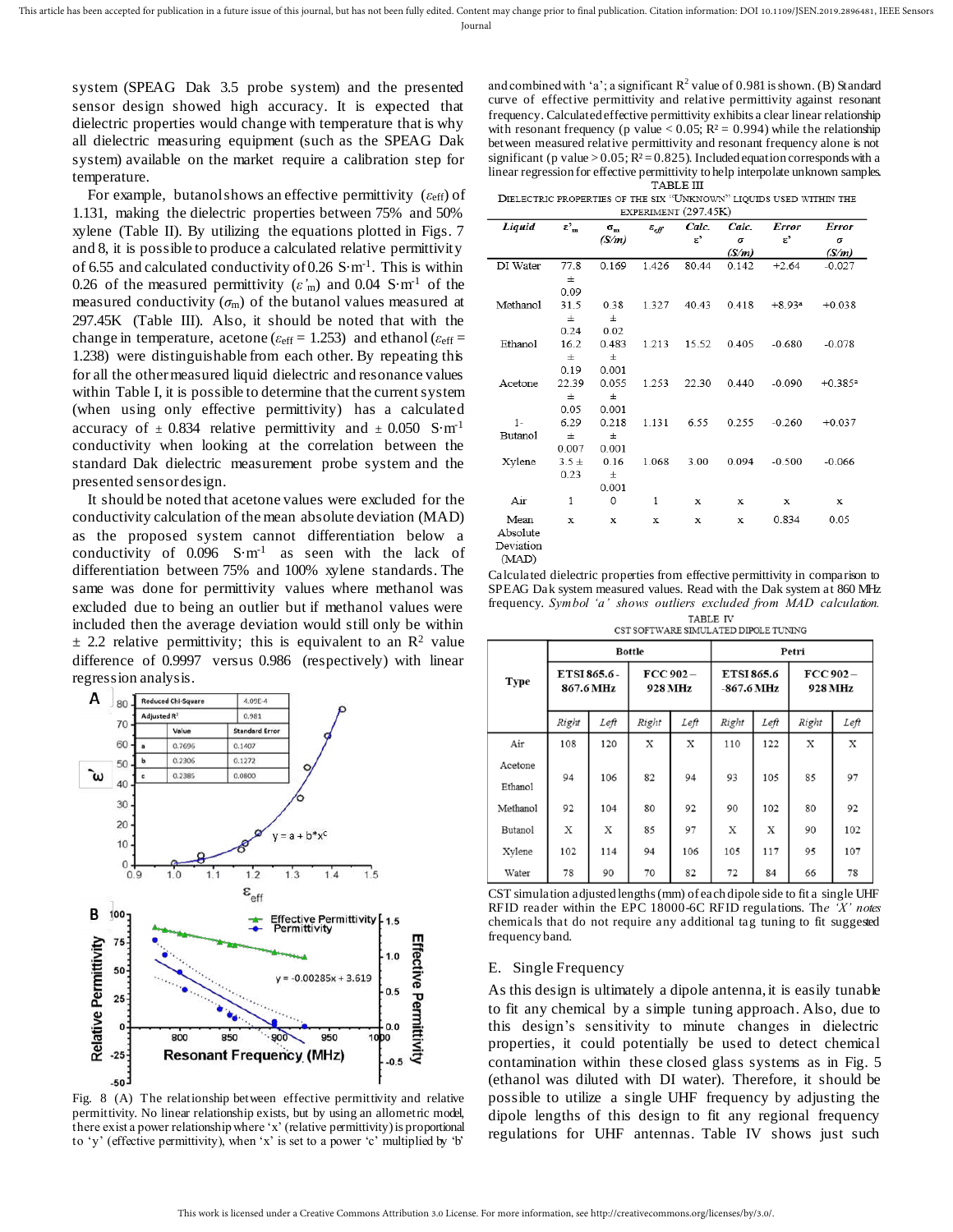system (SPEAG Dak 3.5 probe system) and the presented sensor design showed high accuracy. It is expected that dielectric properties would change with temperature that is why all dielectric measuring equipment (such as the SPEAG Dak system) available on the market require a calibration step for temperature.

For example, butanol shows an effective permittivity ($\varepsilon_{eff}$) of 1.131, making the dielectric properties between 75% and 50% xylene (Table II). By utilizing the equations plotted in Figs. 7 and 8, it is possible to produce a calculated relative permittivity of 6.55 and calculated conductivity of 0.26 $S \cdot m^{-1}$. This is within 0.26 of the measured permittivity ($\varepsilon'_m$) and 0.04 $S \cdot m^{-1}$ of the measured conductivity ($\sigma_m$) of the butanol values measured at 297.45K (Table III). Also, it should be noted that with the change in temperature, acetone ($\varepsilon_{eff}$ = 1.253) and ethanol ($\varepsilon_{eff}$ = 1.238) were distinguishable from each other. By repeating this for all the other measured liquid dielectric and resonance values within Table I, it is possible to determine that the current system (when using only effective permittivity) has a calculated accuracy of ± 0.834 relative permittivity and ± 0.050 $S \cdot m^{-1}$ conductivity when looking at the correlation between the standard Dak dielectric measurement probe system and the presented sensor design.

It should be noted that acetone values were excluded for the conductivity calculation of the mean absolute deviation (MAD) as the proposed system cannot differentiation below a conductivity of 0.096 $S \cdot m^{-1}$ as seen with the lack of differentiation between 75% and 100% xylene standards. The same was done for permittivity values where methanol was excluded due to being an outlier but if methanol values were included then the average deviation would still only be within ± 2.2 relative permittivity; this is equivalent to an $R^2$ value difference of 0.9997 versus 0.986 (respectively) with linear regression analysis.

Fig. 8 (A) The relationship between effective permittivity and relative permittivity. No linear relationship exists, but by using an allometric model, there exist a power relationship where 'x' (relative permittivity) is proportional to 'y' (effective permittivity), when 'x' is set to a power 'c' multiplied by 'b' and combined with 'a'; a significant $R^2$ value of 0.981 is shown. (B) Standard curve of effective permittivity and relative permittivity against resonant frequency. Calculated effective permittivity exhibits a clear linear relationship with resonant frequency ($p$ value < 0.05; $R^2$ = 0.994) while the relationship between measured relative permittivity and resonant frequency alone is not significant ($p$ value > 0.05; $R^2$ = 0.825). Included equation corresponds with a linear regression for effective permittivity to help interpolate unknown samples.

TABLE III
DIELECTRIC PROPERTIES OF THE SIX "UNKNOWN" LIQUIDS USED WITHIN THE EXPERIMENT (297.45K)

| *Liquid* | $\varepsilon'_m$ | $\sigma_m$ (S/m) | $\varepsilon_{eff}$ | Calc. $\varepsilon'$ | Calc. $\sigma$ (S/m) | Error $\varepsilon'$ | Error $\sigma$ (S/m) |
|---|---|---|---|---|---|---|---|
| DI Water | 77.8 ± 0.09 | 0.169 | 1.426 | 80.44 | 0.142 | +2.64 | -0.027 |
| Methanol | 31.5 ± 0.24 | 0.38 ± 0.02 | 1.327 | 40.43 | 0.418 | +8.93[a] | +0.038 |
| Ethanol | 16.2 ± 0.19 | 0.483 ± 0.001 | 1.213 | 15.52 | 0.405 | -0.680 | -0.078 |
| Acetone | 22.39 ± 0.05 | 0.055 ± 0.001 | 1.253 | 22.30 | 0.440 | -0.090 | +0.385[a] |
| 1-Butanol | 6.29 ± 0.007 | 0.218 ± 0.001 | 1.131 | 6.55 | 0.255 | -0.260 | +0.037 |
| Xylene | 3.5 ± 0.23 | 0.16 ± 0.001 | 1.068 | 3.00 | 0.094 | -0.500 | -0.066 |
| Air | 1 | 0 | 1 | x | x | x | x |
| Mean Absolute Deviation (MAD) | x | x | x | x | x | 0.834 | 0.05 |

Calculated dielectric properties from effective permittivity in comparison to SPEAG Dak system measured values. Read with the Dak system at 860 MHz frequency. *Symbol 'a' shows outliers excluded from MAD calculation.*

TABLE IV
CST SOFTWARE SIMULATED DIPOLE TUNING

| Type | Bottle | | | | Petri | | | |
|---|---|---|---|---|---|---|---|---|
| | ETSI 865.6-867.6 MHz | | FCC 902 – 928 MHz | | ETSI 865.6-867.6 MHz | | FCC 902 – 928 MHz | |
| | *Right* | *Left* | *Right* | *Left* | *Right* | *Left* | *Right* | *Left* |
| Air | 108 | 120 | X | X | 110 | 122 | X | X |
| Acetone Ethanol | 94 | 106 | 82 | 94 | 93 | 105 | 85 | 97 |
| Methanol | 92 | 104 | 80 | 92 | 90 | 102 | 80 | 92 |
| Butanol | X | X | 85 | 97 | X | X | 90 | 102 |
| Xylene | 102 | 114 | 94 | 106 | 105 | 117 | 95 | 107 |
| Water | 78 | 90 | 70 | 82 | 72 | 84 | 66 | 78 |

CST simulation adjusted lengths (mm) of each dipole side to fit a single UHF RFID reader within the EPC 18000-6C RFID regulations. The *'X' notes* chemicals that do not require any additional tag tuning to fit suggested frequency band.

## E. Single Frequency

As this design is ultimately a dipole antenna, it is easily tunable to fit any chemical by a simple tuning approach. Also, due to this design's sensitivity to minute changes in dielectric properties, it could potentially be used to detect chemical contamination within these closed glass systems as in Fig. 5 (ethanol was diluted with DI water). Therefore, it should be possible to utilize a single UHF frequency by adjusting the dipole lengths of this design to fit any regional frequency regulations for UHF antennas. Table IV shows just such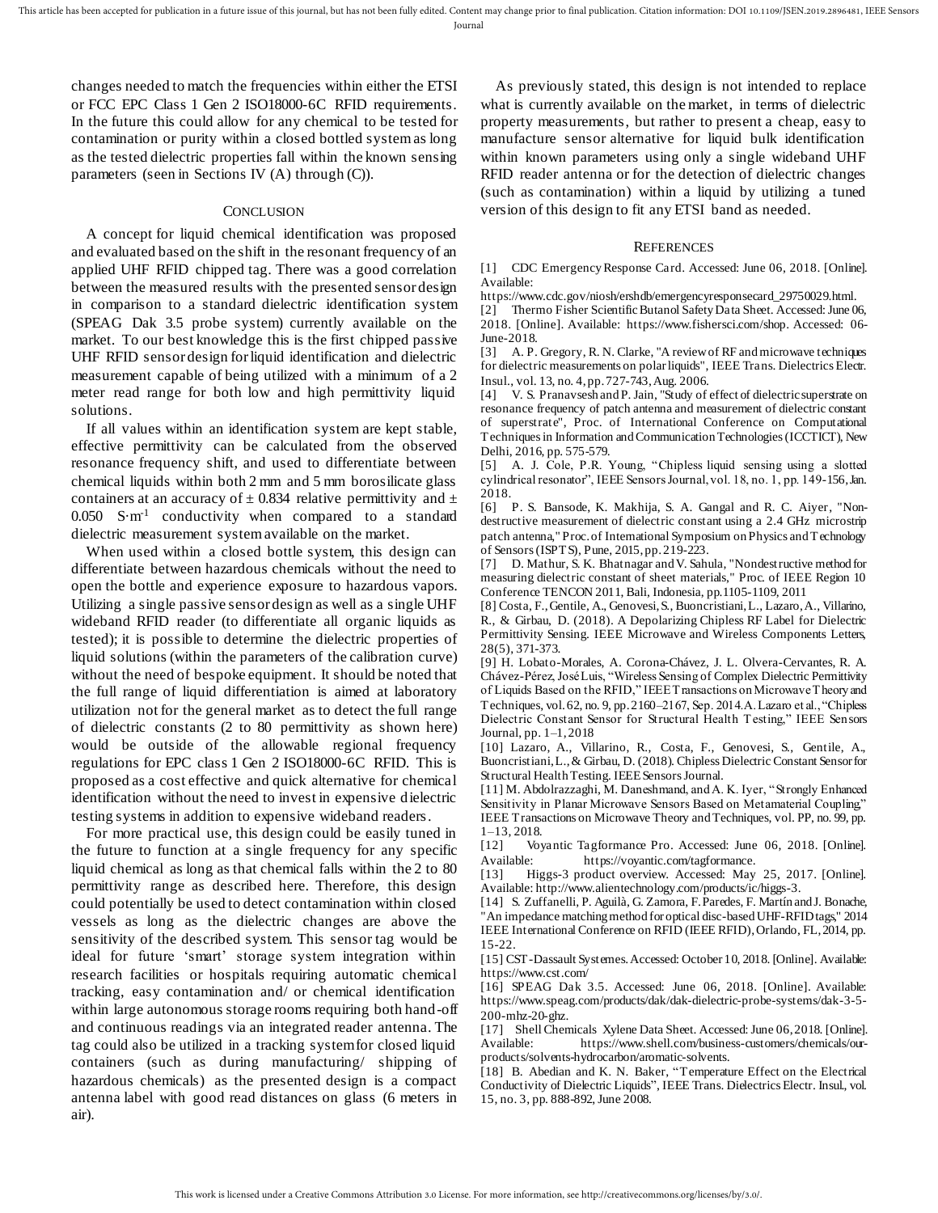changes needed to match the frequencies within either the ETSI or FCC EPC Class 1 Gen 2 ISO18000-6C RFID requirements. In the future this could allow for any chemical to be tested for contamination or purity within a closed bottled system as long as the tested dielectric properties fall within the known sensing parameters (seen in Sections IV (A) through (C)).

## Conclusion

A concept for liquid chemical identification was proposed and evaluated based on the shift in the resonant frequency of an applied UHF RFID chipped tag. There was a good correlation between the measured results with the presented sensor design in comparison to a standard dielectric identification system (SPEAG Dak 3.5 probe system) currently available on the market. To our best knowledge this is the first chipped passive UHF RFID sensor design for liquid identification and dielectric measurement capable of being utilized with a minimum of a 2 meter read range for both low and high permittivity liquid solutions.

If all values within an identification system are kept stable, effective permittivity can be calculated from the observed resonance frequency shift, and used to differentiate between chemical liquids within both 2 mm and 5 mm borosilicate glass containers at an accuracy of ± 0.834 relative permittivity and ± 0.050 $S{\cdot}m^{-1}$ conductivity when compared to a standard dielectric measurement system available on the market.

When used within a closed bottle system, this design can differentiate between hazardous chemicals without the need to open the bottle and experience exposure to hazardous vapors. Utilizing a single passive sensor design as well as a single UHF wideband RFID reader (to differentiate all organic liquids as tested); it is possible to determine the dielectric properties of liquid solutions (within the parameters of the calibration curve) without the need of bespoke equipment. It should be noted that the full range of liquid differentiation is aimed at laboratory utilization not for the general market as to detect the full range of dielectric constants (2 to 80 permittivity as shown here) would be outside of the allowable regional frequency regulations for EPC class 1 Gen 2 ISO18000-6C RFID. This is proposed as a cost effective and quick alternative for chemical identification without the need to invest in expensive dielectric testing systems in addition to expensive wideband readers.

For more practical use, this design could be easily tuned in the future to function at a single frequency for any specific liquid chemical as long as that chemical falls within the 2 to 80 permittivity range as described here. Therefore, this design could potentially be used to detect contamination within closed vessels as long as the dielectric changes are above the sensitivity of the described system. This sensor tag would be ideal for future 'smart' storage system integration within research facilities or hospitals requiring automatic chemical tracking, easy contamination and/ or chemical identification within large autonomous storage rooms requiring both hand-off and continuous readings via an integrated reader antenna. The tag could also be utilized in a tracking system for closed liquid containers (such as during manufacturing/ shipping of hazardous chemicals) as the presented design is a compact antenna label with good read distances on glass (6 meters in air).

As previously stated, this design is not intended to replace what is currently available on the market, in terms of dielectric property measurements, but rather to present a cheap, easy to manufacture sensor alternative for liquid bulk identification within known parameters using only a single wideband UHF RFID reader antenna or for the detection of dielectric changes (such as contamination) within a liquid by utilizing a tuned version of this design to fit any ETSI band as needed.

## References

[1] CDC Emergency Response Card. Accessed: June 06, 2018. [Online]. Available: https://www.cdc.gov/niosh/ershdb/emergencyresponsecard_29750029.html.

[2] Thermo Fisher Scientific Butanol Safety Data Sheet. Accessed: June 06, 2018. [Online]. Available: https://www.fishersci.com/shop. Accessed: 06-June-2018.

[3] A. P. Gregory, R. N. Clarke, "A review of RF and microwave techniques for dielectric measurements on polar liquids", IEEE Trans. Dielectrics Electr. Insul., vol. 13, no. 4, pp. 727-743, Aug. 2006.

[4] V. S. Pranavsesh and P. Jain, "Study of effect of dielectric superstrate on resonance frequency of patch antenna and measurement of dielectric constant of superstrate", Proc. of International Conference on Computational Techniques in Information and Communication Technologies (ICCTICT), New Delhi, 2016, pp. 575-579.

[5] A. J. Cole, P.R. Young, "Chipless liquid sensing using a slotted cylindrical resonator", IEEE Sensors Journal, vol. 18, no. 1, pp. 149-156, Jan. 2018.

[6] P. S. Bansode, K. Makhija, S. A. Gangal and R. C. Aiyer, "Non-destructive measurement of dielectric constant using a 2.4 GHz microstrip patch antenna," Proc. of International Symposium on Physics and Technology of Sensors (ISPTS), Pune, 2015, pp. 219-223.

[7] D. Mathur, S. K. Bhatnagar and V. Sahula, "Nondestructive method for measuring dielectric constant of sheet materials," Proc. of IEEE Region 10 Conference TENCON 2011, Bali, Indonesia, pp.1105-1109, 2011

[8] Costa, F., Gentile, A., Genovesi, S., Buoncristiani, L., Lazaro, A., Villarino, R., & Girbau, D. (2018). A Depolarizing Chipless RF Label for Dielectric Permittivity Sensing. IEEE Microwave and Wireless Components Letters, 28(5), 371-373.

[9] H. Lobato-Morales, A. Corona-Chávez, J. L. Olvera-Cervantes, R. A. Chávez-Pérez, José Luis, "Wireless Sensing of Complex Dielectric Permittivity of Liquids Based on the RFID," IEEE Transactions on Microwave Theory and Techniques, vol. 62, no. 9, pp. 2160–2167, Sep. 2014. A. Lazaro et al., "Chipless Dielectric Constant Sensor for Structural Health Testing," IEEE Sensors Journal, pp. 1–1, 2018

[10] Lazaro, A., Villarino, R., Costa, F., Genovesi, S., Gentile, A., Buoncristiani, L., & Girbau, D. (2018). Chipless Dielectric Constant Sensor for Structural Health Testing. IEEE Sensors Journal.

[11] M. Abdolrazzaghi, M. Daneshmand, and A. K. Iyer, "Strongly Enhanced Sensitivity in Planar Microwave Sensors Based on Metamaterial Coupling," IEEE Transactions on Microwave Theory and Techniques, vol. PP, no. 99, pp. 1–13, 2018.

[12] Voyantic Tagformance Pro. Accessed: June 06, 2018. [Online]. Available: https://voyantic.com/tagformance.

[13] Higgs-3 product overview. Accessed: May 25, 2017. [Online]. Available: http://www.alientechnology.com/products/ic/higgs-3.

[14] S. Zuffanelli, P. Aguilà, G. Zamora, F. Paredes, F. Martín and J. Bonache, "An impedance matching method for optical disc-based UHF-RFID tags," 2014 IEEE International Conference on RFID (IEEE RFID), Orlando, FL, 2014, pp. 15-22.

[15] CST-Dassault Systemes. Accessed: October 10, 2018. [Online]. Available: https://www.cst.com/

[16] SPEAG Dak 3.5. Accessed: June 06, 2018. [Online]. Available: https://www.speag.com/products/dak/dak-dielectric-probe-systems/dak-3-5-200-mhz-20-ghz.

[17] Shell Chemicals Xylene Data Sheet. Accessed: June 06, 2018. [Online]. Available: https://www.shell.com/business-customers/chemicals/our-products/solvents-hydrocarbon/aromatic-solvents.

[18] B. Abedian and K. N. Baker, "Temperature Effect on the Electrical Conductivity of Dielectric Liquids", IEEE Trans. Dielectrics Electr. Insul., vol. 15, no. 3, pp. 888-892, June 2008.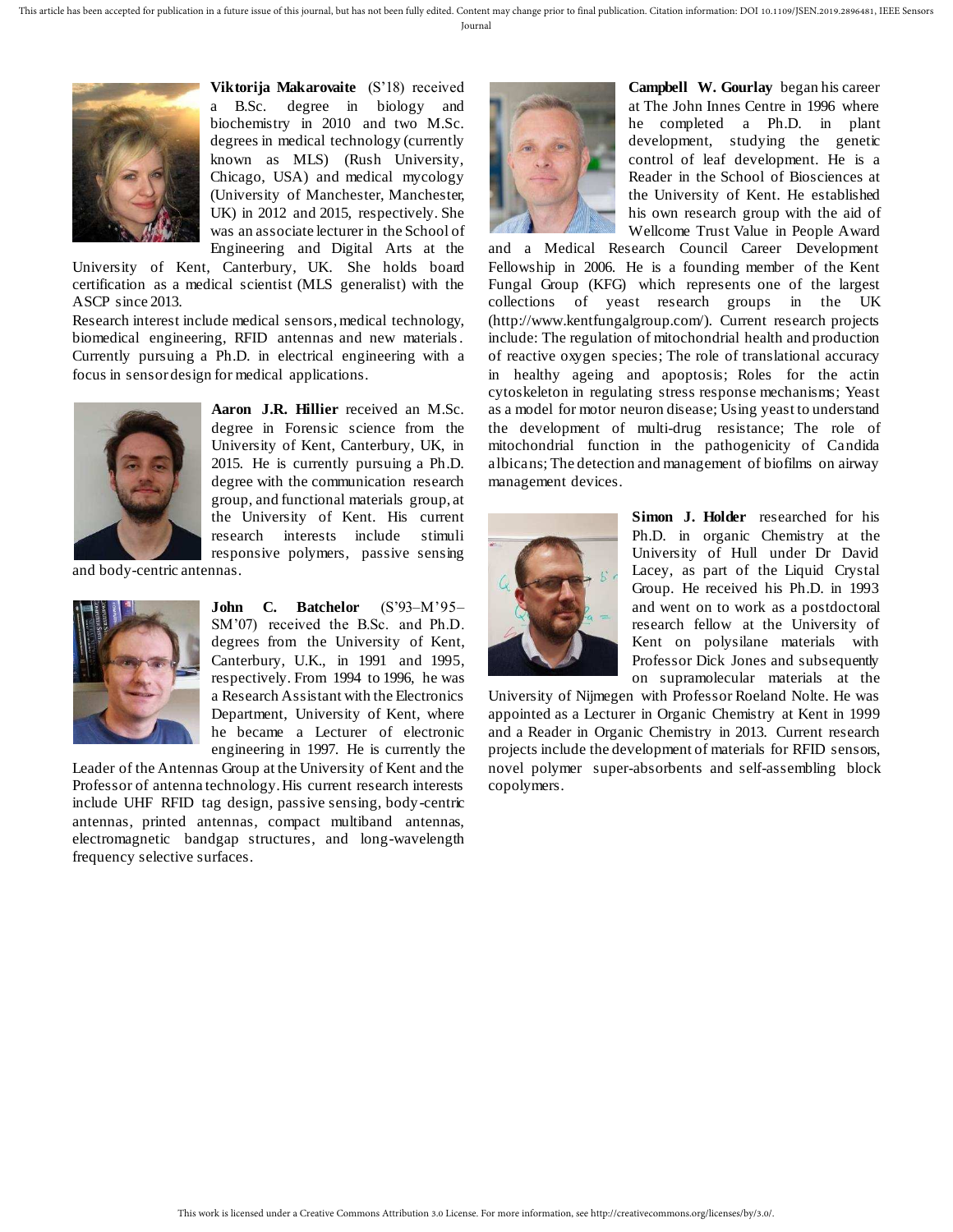**Viktorija Makarovaite** (S'18) received a B.Sc. degree in biology and biochemistry in 2010 and two M.Sc. degrees in medical technology (currently known as MLS) (Rush University, Chicago, USA) and medical mycology (University of Manchester, Manchester, UK) in 2012 and 2015, respectively. She was an associate lecturer in the School of Engineering and Digital Arts at the University of Kent, Canterbury, UK. She holds board certification as a medical scientist (MLS generalist) with the ASCP since 2013.

Research interest include medical sensors, medical technology, biomedical engineering, RFID antennas and new materials. Currently pursuing a Ph.D. in electrical engineering with a focus in sensor design for medical applications.

**Aaron J.R. Hillier** received an M.Sc. degree in Forensic science from the University of Kent, Canterbury, UK, in 2015. He is currently pursuing a Ph.D. degree with the communication research group, and functional materials group, at the University of Kent. His current research interests include stimuli responsive polymers, passive sensing and body-centric antennas.

**John C. Batchelor** (S'93–M'95–SM'07) received the B.Sc. and Ph.D. degrees from the University of Kent, Canterbury, U.K., in 1991 and 1995, respectively. From 1994 to 1996, he was a Research Assistant with the Electronics Department, University of Kent, where he became a Lecturer of electronic engineering in 1997. He is currently the Leader of the Antennas Group at the University of Kent and the Professor of antenna technology. His current research interests include UHF RFID tag design, passive sensing, body-centric antennas, printed antennas, compact multiband antennas, electromagnetic bandgap structures, and long-wavelength frequency selective surfaces.

**Campbell W. Gourlay** began his career at The John Innes Centre in 1996 where he completed a Ph.D. in plant development, studying the genetic control of leaf development. He is a Reader in the School of Biosciences at the University of Kent. He established his own research group with the aid of Wellcome Trust Value in People Award and a Medical Research Council Career Development Fellowship in 2006. He is a founding member of the Kent Fungal Group (KFG) which represents one of the largest collections of yeast research groups in the UK (http://www.kentfungalgroup.com/). Current research projects include: The regulation of mitochondrial health and production of reactive oxygen species; The role of translational accuracy in healthy ageing and apoptosis; Roles for the actin cytoskeleton in regulating stress response mechanisms; Yeast as a model for motor neuron disease; Using yeast to understand the development of multi-drug resistance; The role of mitochondrial function in the pathogenicity of Candida albicans; The detection and management of biofilms on airway management devices.

**Simon J. Holder** researched for his Ph.D. in organic Chemistry at the University of Hull under Dr David Lacey, as part of the Liquid Crystal Group. He received his Ph.D. in 1993 and went on to work as a postdoctoral research fellow at the University of Kent on polysilane materials with Professor Dick Jones and subsequently on supramolecular materials at the University of Nijmegen with Professor Roeland Nolte. He was appointed as a Lecturer in Organic Chemistry at Kent in 1999 and a Reader in Organic Chemistry in 2013. Current research projects include the development of materials for RFID sensors, novel polymer super-absorbents and self-assembling block copolymers.